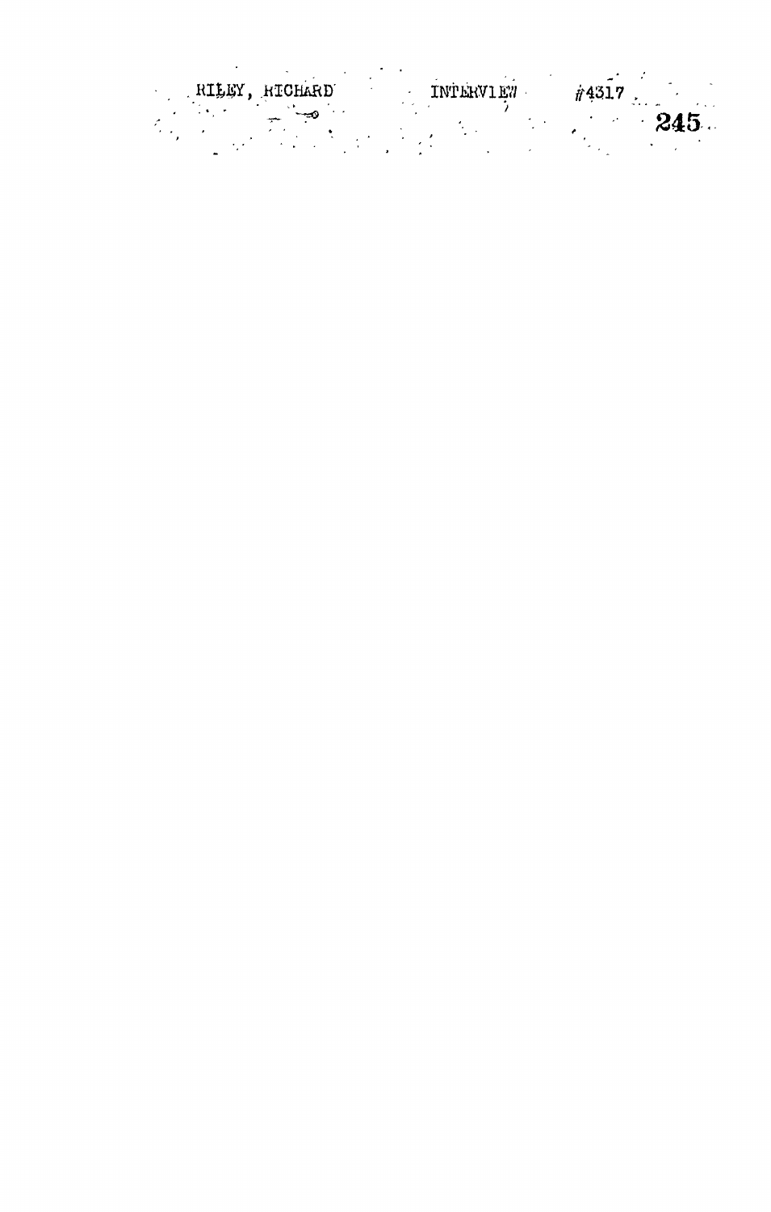RILEY, RICHARD INTERVIEW #4317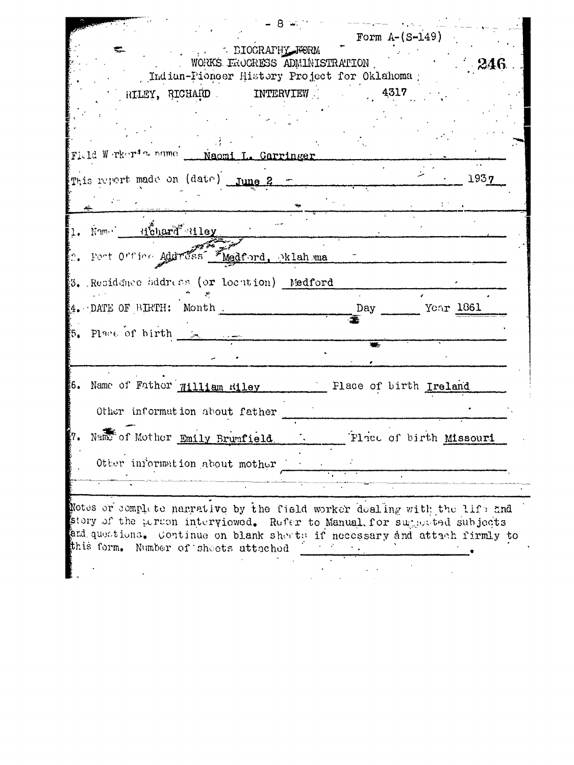Form A-(S-149)

BIOGRAPHY FORM
WORKS PROGRESS ADMINISTRATION
Indian-Pioneer History Project for Oklahoma

246

RILEY, RICHARD    INTERVIEW    4317

Field Worker's name   Naomi L. Garringer

This report made on (date)   June 2   1937

1. Name   Richard Riley

2. Post Office Address   Medford, Oklahoma

3. Residence address (or location)   Medford

4. DATE OF BIRTH: Month ______ Day ______ Year 1861

5. Place of birth ______

6. Name of Father   William Riley   Place of birth   Ireland

   Other information about father ______

7. Name of Mother   Emily Brumfield.   Place of birth   Missouri

   Other information about mother ______

Notes or complete narrative by the field worker dealing with the life and story of the person interviewed. Refer to Manual for suggested subjects and questions. Continue on blank sheets if necessary and attach firmly to this form. Number of sheets attached ______.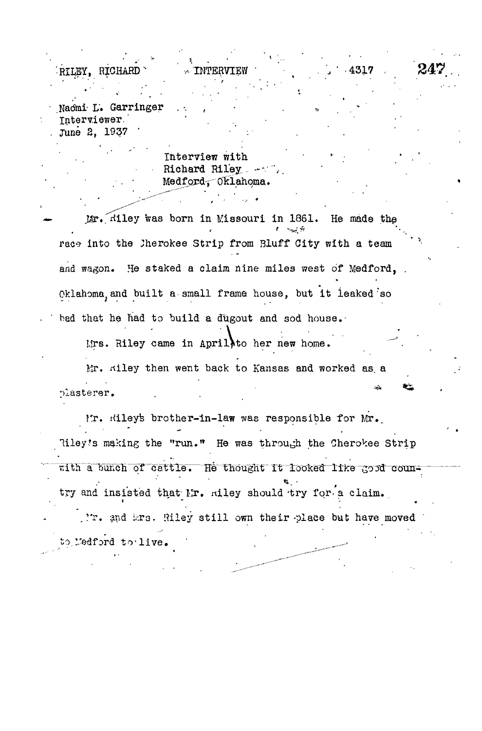RILEY, RICHARD INTERVIEW 4317

Naomi L. Garringer
Interviewer.
June 2, 1937

Interview with
Richard Riley
Medford, Oklahoma.

Mr. Riley was born in Missouri in 1861. He made the race into the Cherokee Strip from Bluff City with a team and wagon. He staked a claim nine miles west of Medford, Oklahoma, and built a small frame house, but it leaked so bad that he had to build a dugout and sod house.

Mrs. Riley came in April to her new home.

Mr. Riley then went back to Kansas and worked as a plasterer.

Mr. Riley's brother-in-law was responsible for Mr. Riley's making the "run." He was through the Cherokee Strip with a bunch of cattle. He thought it looked like good country and insisted that Mr. Riley should try for a claim.

Mr. and Mrs. Riley still own their place but have moved to Medford to live.